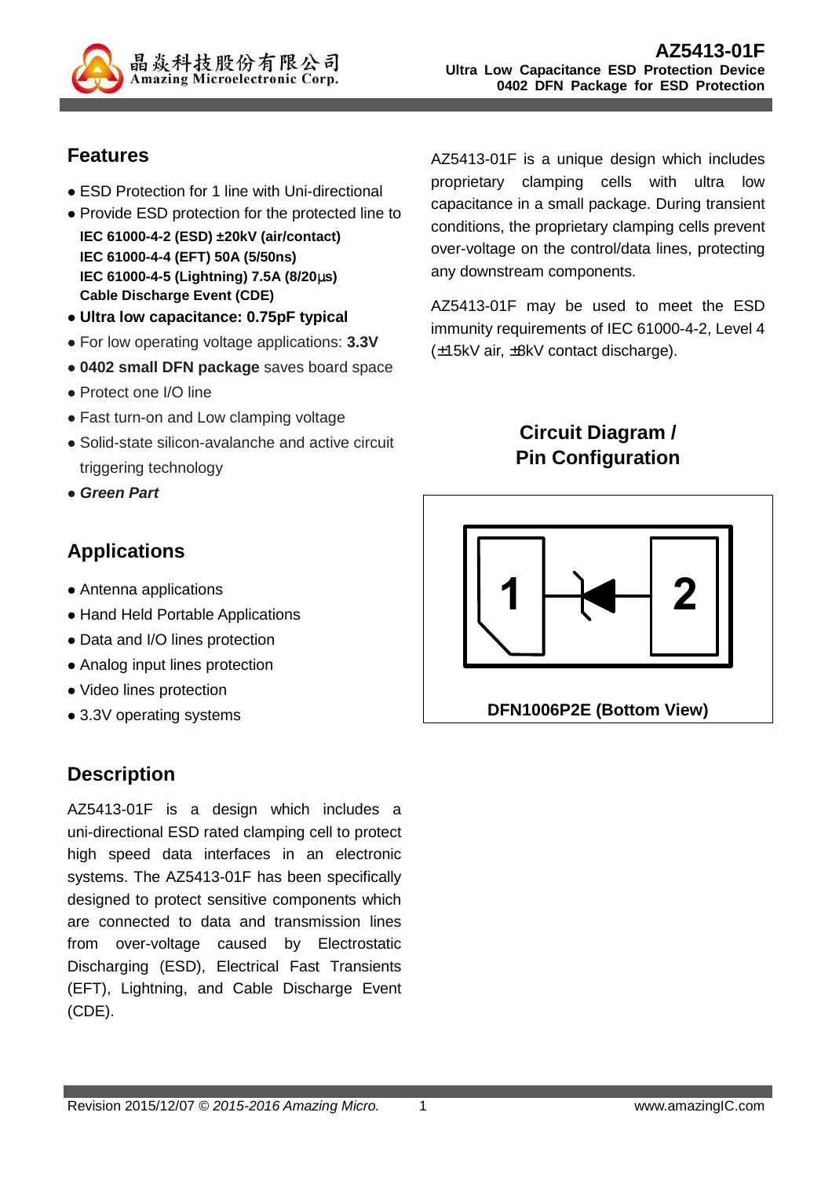# AZ5413-01F

**Ultra Low Capacitance ESD Protection Device**
**0402 DFN Package for ESD Protection**

## Features

- ESD Protection for 1 line with Uni-directional
- Provide ESD protection for the protected line to
  **IEC 61000-4-2 (ESD) ±20kV (air/contact)**
  **IEC 61000-4-4 (EFT) 50A (5/50ns)**
  **IEC 61000-4-5 (Lightning) 7.5A (8/20µs)**
  **Cable Discharge Event (CDE)**
- **Ultra low capacitance: 0.75pF typical**
- For low operating voltage applications: **3.3V**
- **0402 small DFN package** saves board space
- Protect one I/O line
- Fast turn-on and Low clamping voltage
- Solid-state silicon-avalanche and active circuit triggering technology
- ***Green Part***

## Applications

- Antenna applications
- Hand Held Portable Applications
- Data and I/O lines protection
- Analog input lines protection
- Video lines protection
- 3.3V operating systems

## Description

AZ5413-01F is a design which includes a uni-directional ESD rated clamping cell to protect high speed data interfaces in an electronic systems. The AZ5413-01F has been specifically designed to protect sensitive components which are connected to data and transmission lines from over-voltage caused by Electrostatic Discharging (ESD), Electrical Fast Transients (EFT), Lightning, and Cable Discharge Event (CDE).

AZ5413-01F is a unique design which includes proprietary clamping cells with ultra low capacitance in a small package. During transient conditions, the proprietary clamping cells prevent over-voltage on the control/data lines, protecting any downstream components.

AZ5413-01F may be used to meet the ESD immunity requirements of IEC 61000-4-2, Level 4 (±15kV air, ±8kV contact discharge).

## Circuit Diagram / Pin Configuration

1 2

DFN1006P2E (Bottom View)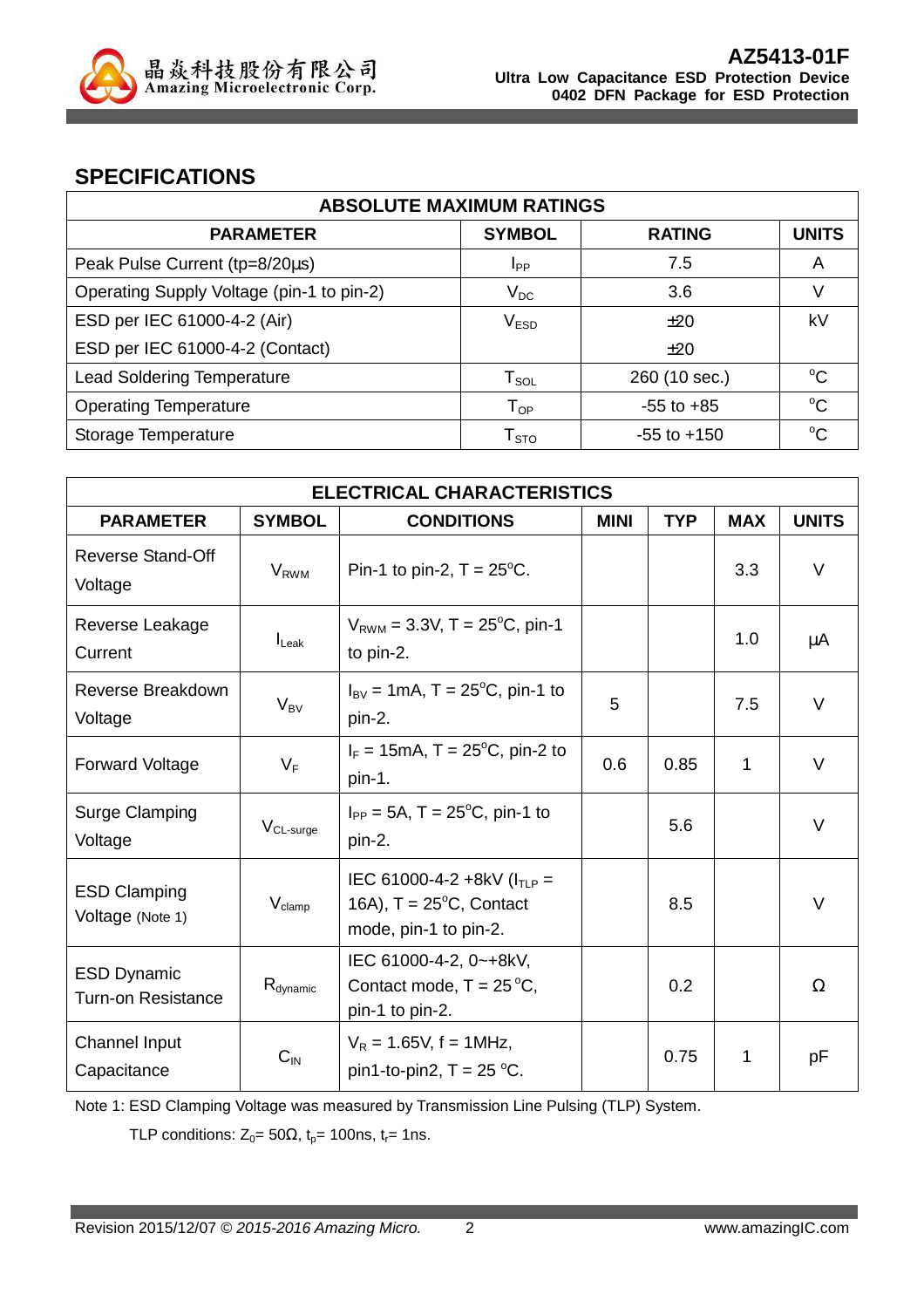## SPECIFICATIONS

| ABSOLUTE MAXIMUM RATINGS | | | |
|---|---|---|---|
| **PARAMETER** | **SYMBOL** | **RATING** | **UNITS** |
| Peak Pulse Current (tp=8/20μs) | $I_{PP}$ | 7.5 | A |
| Operating Supply Voltage (pin-1 to pin-2) | $V_{DC}$ | 3.6 | V |
| ESD per IEC 61000-4-2 (Air) | $V_{ESD}$ | ±20 | kV |
| ESD per IEC 61000-4-2 (Contact) | | ±20 | |
| Lead Soldering Temperature | $T_{SOL}$ | 260 (10 sec.) | °C |
| Operating Temperature | $T_{OP}$ | -55 to +85 | °C |
| Storage Temperature | $T_{STO}$ | -55 to +150 | °C |

| ELECTRICAL CHARACTERISTICS | | | | | | |
|---|---|---|---|---|---|---|
| **PARAMETER** | **SYMBOL** | **CONDITIONS** | **MINI** | **TYP** | **MAX** | **UNITS** |
| Reverse Stand-Off Voltage | $V_{RWM}$ | Pin-1 to pin-2, T = 25°C. | | | 3.3 | V |
| Reverse Leakage Current | $I_{Leak}$ | $V_{RWM}$ = 3.3V, T = 25°C, pin-1 to pin-2. | | | 1.0 | μA |
| Reverse Breakdown Voltage | $V_{BV}$ | $I_{BV}$ = 1mA, T = 25°C, pin-1 to pin-2. | 5 | | 7.5 | V |
| Forward Voltage | $V_F$ | $I_F$ = 15mA, T = 25°C, pin-2 to pin-1. | 0.6 | 0.85 | 1 | V |
| Surge Clamping Voltage | $V_{CL\text{-}surge}$ | $I_{PP}$ = 5A, T = 25°C, pin-1 to pin-2. | | 5.6 | | V |
| ESD Clamping Voltage (Note 1) | $V_{clamp}$ | IEC 61000-4-2 +8kV ($I_{TLP}$ = 16A), T = 25°C, Contact mode, pin-1 to pin-2. | | 8.5 | | V |
| ESD Dynamic Turn-on Resistance | $R_{dynamic}$ | IEC 61000-4-2, 0~+8kV, Contact mode, T = 25 °C, pin-1 to pin-2. | | 0.2 | | Ω |
| Channel Input Capacitance | $C_{IN}$ | $V_R$ = 1.65V, f = 1MHz, pin1-to-pin2, T = 25 °C. | | 0.75 | 1 | pF |

Note 1: ESD Clamping Voltage was measured by Transmission Line Pulsing (TLP) System.

TLP conditions: $Z_0$= 50Ω, $t_p$= 100ns, $t_r$= 1ns.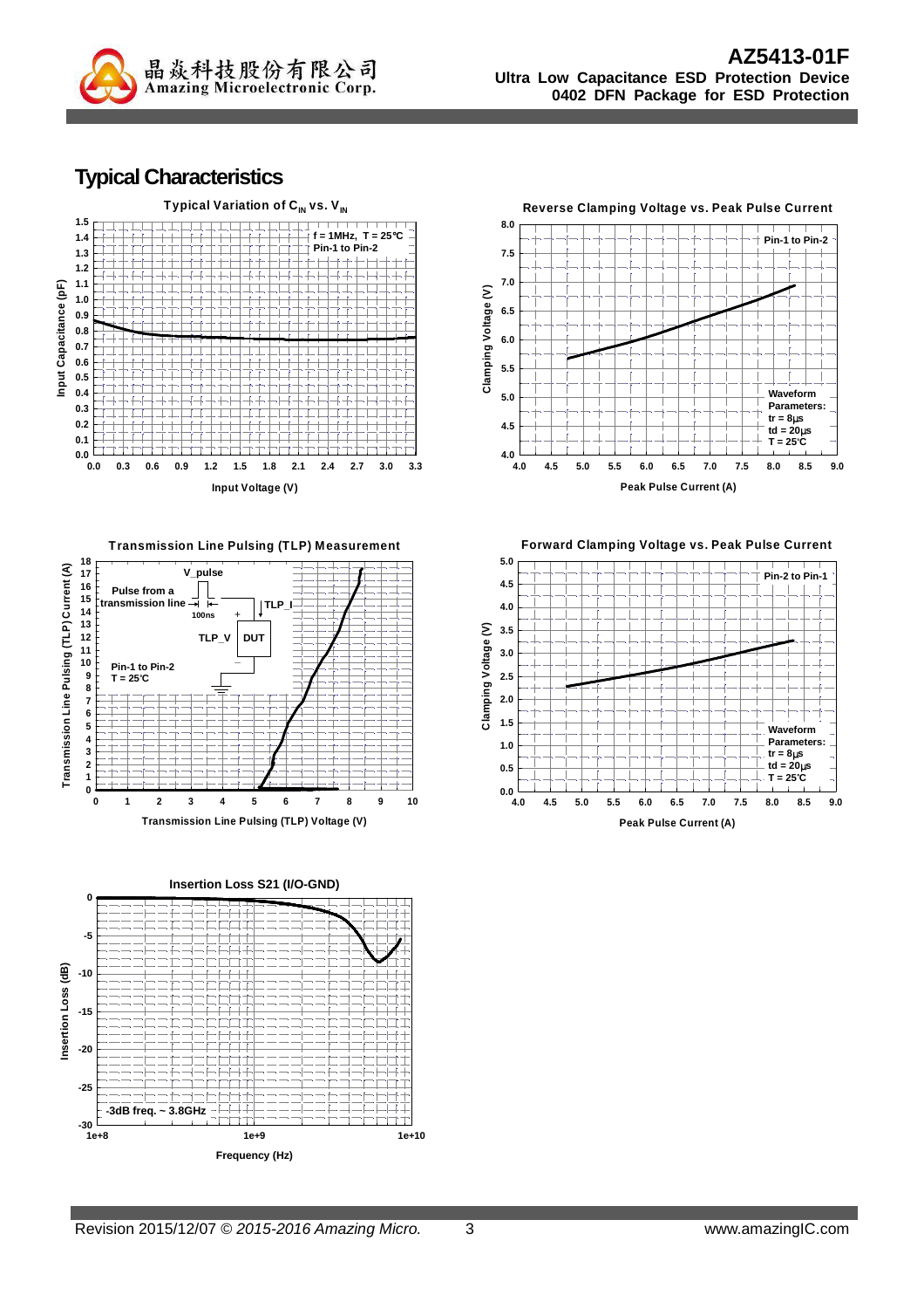## Typical Characteristics

**Typical Variation of $C_{IN}$ vs. $V_{IN}$**

f = 1MHz, T = 25℃
Pin-1 to Pin-2

Input Capacitance (pF) vs. Input Voltage (V)

**Reverse Clamping Voltage vs. Peak Pulse Current**

Pin-1 to Pin-2

Waveform Parameters:
tr = 8μs
td = 20μs
T = 25℃

Clamping Voltage (V) vs. Peak Pulse Current (A)

**Transmission Line Pulsing (TLP) Measurement**

V_pulse
Pulse from a transmission line
100ns
TLP_I
TLP_V
DUT
Pin-1 to Pin-2
T = 25℃

Transmission Line Pulsing (TLP) Current (A) vs. Transmission Line Pulsing (TLP) Voltage (V)

**Forward Clamping Voltage vs. Peak Pulse Current**

Pin-2 to Pin-1

Waveform Parameters:
tr = 8μs
td = 20μs
T = 25℃

Clamping Voltage (V) vs. Peak Pulse Current (A)

**Insertion Loss S21 (I/O-GND)**

-3dB freq. ~ 3.8GHz

Insertion Loss (dB) vs. Frequency (Hz)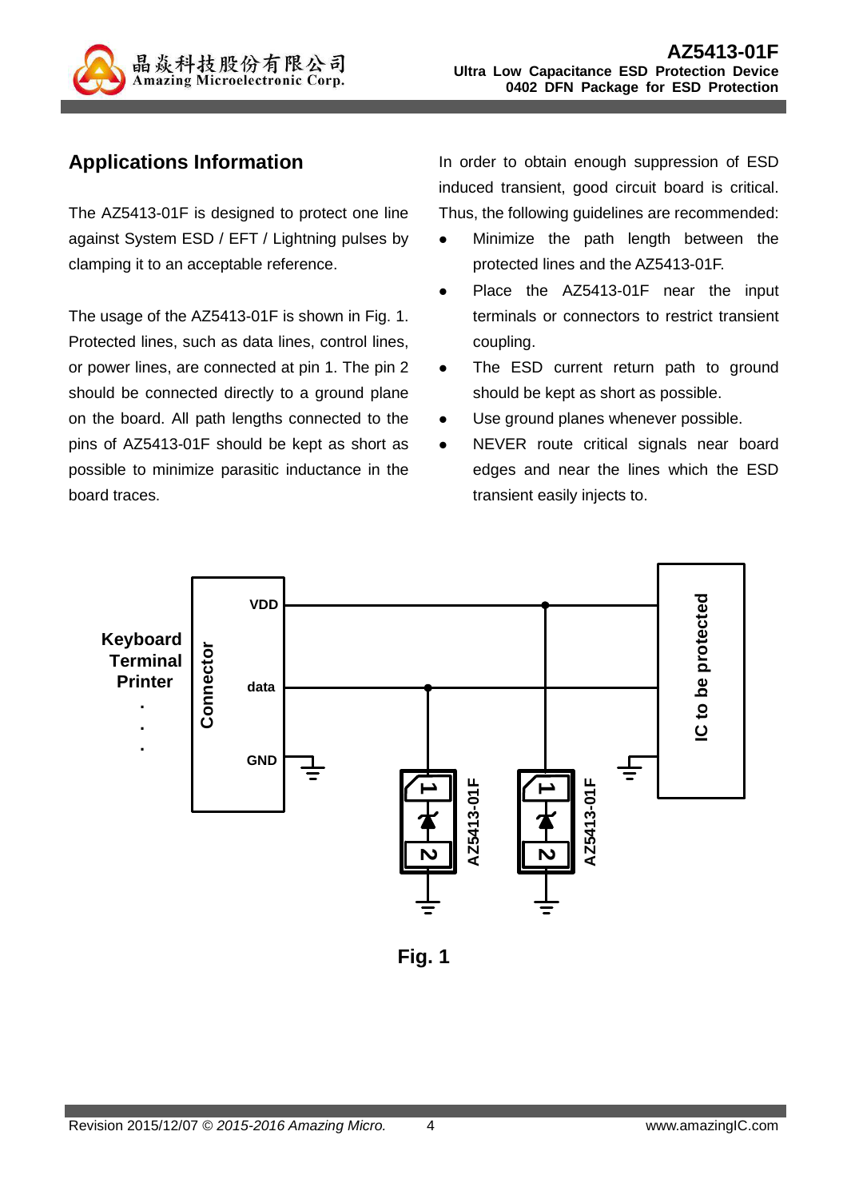## Applications Information

The AZ5413-01F is designed to protect one line against System ESD / EFT / Lightning pulses by clamping it to an acceptable reference.

The usage of the AZ5413-01F is shown in Fig. 1. Protected lines, such as data lines, control lines, or power lines, are connected at pin 1. The pin 2 should be connected directly to a ground plane on the board. All path lengths connected to the pins of AZ5413-01F should be kept as short as possible to minimize parasitic inductance in the board traces.

In order to obtain enough suppression of ESD induced transient, good circuit board is critical. Thus, the following guidelines are recommended:

- Minimize the path length between the protected lines and the AZ5413-01F.
- Place the AZ5413-01F near the input terminals or connectors to restrict transient coupling.
- The ESD current return path to ground should be kept as short as possible.
- Use ground planes whenever possible.
- NEVER route critical signals near board edges and near the lines which the ESD transient easily injects to.

Fig. 1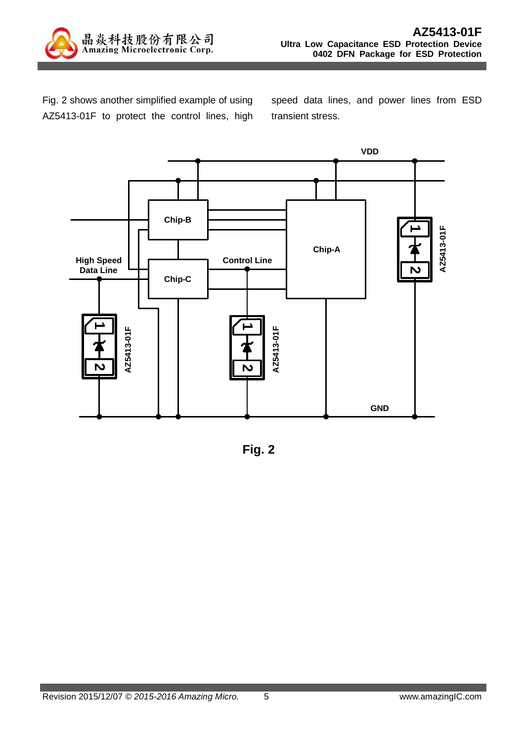Fig. 2 shows another simplified example of using AZ5413-01F to protect the control lines, high speed data lines, and power lines from ESD transient stress.

Fig. 2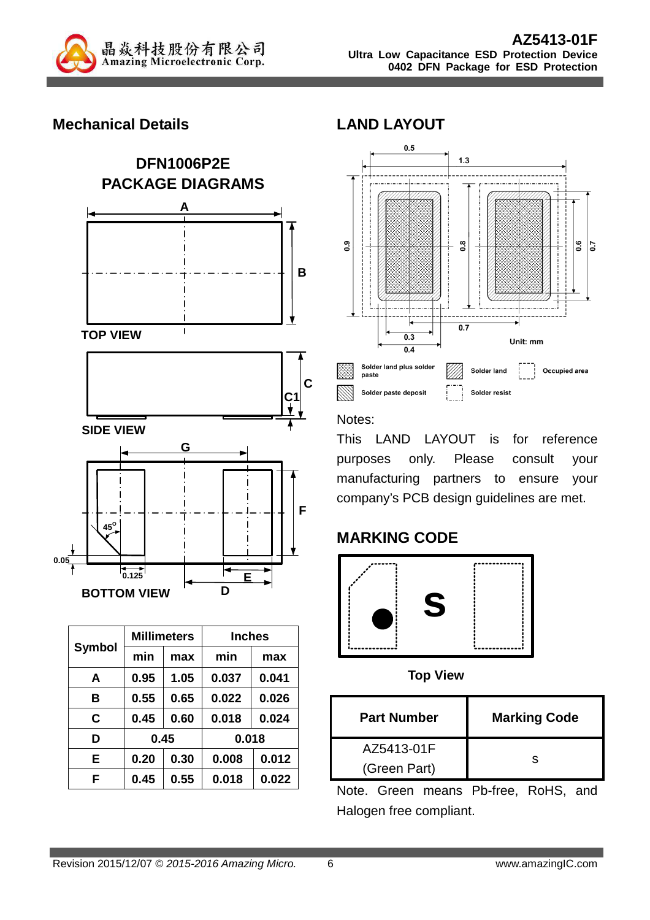## Mechanical Details

### DFN1006P2E PACKAGE DIAGRAMS

TOP VIEW

SIDE VIEW

BOTTOM VIEW

| Symbol | Millimeters | | Inches | |
|---|---|---|---|---|
| | min | max | min | max |
| A | 0.95 | 1.05 | 0.037 | 0.041 |
| B | 0.55 | 0.65 | 0.022 | 0.026 |
| C | 0.45 | 0.60 | 0.018 | 0.024 |
| D | 0.45 | | 0.018 | |
| E | 0.20 | 0.30 | 0.008 | 0.012 |
| F | 0.45 | 0.55 | 0.018 | 0.022 |

## LAND LAYOUT

Unit: mm

Notes:

This LAND LAYOUT is for reference purposes only. Please consult your manufacturing partners to ensure your company's PCB design guidelines are met.

## MARKING CODE

Top View

| Part Number | Marking Code |
|---|---|
| AZ5413-01F (Green Part) | s |

Note. Green means Pb-free, RoHS, and Halogen free compliant.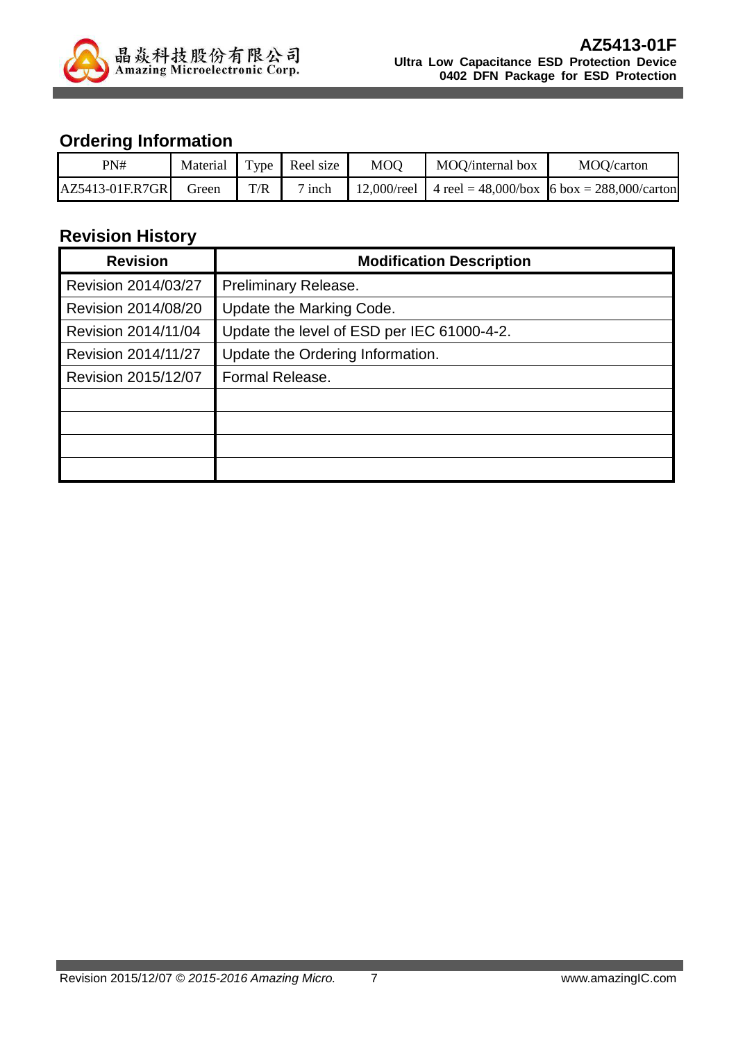## Ordering Information

| PN# | Material | Type | Reel size | MOQ | MOQ/internal box | MOQ/carton |
|---|---|---|---|---|---|---|
| AZ5413-01F.R7GR | Green | T/R | 7 inch | 12,000/reel | 4 reel = 48,000/box | 6 box = 288,000/carton |

## Revision History

| Revision | Modification Description |
|---|---|
| Revision 2014/03/27 | Preliminary Release. |
| Revision 2014/08/20 | Update the Marking Code. |
| Revision 2014/11/04 | Update the level of ESD per IEC 61000-4-2. |
| Revision 2014/11/27 | Update the Ordering Information. |
| Revision 2015/12/07 | Formal Release. |
| | |
| | |
| | |
| | |